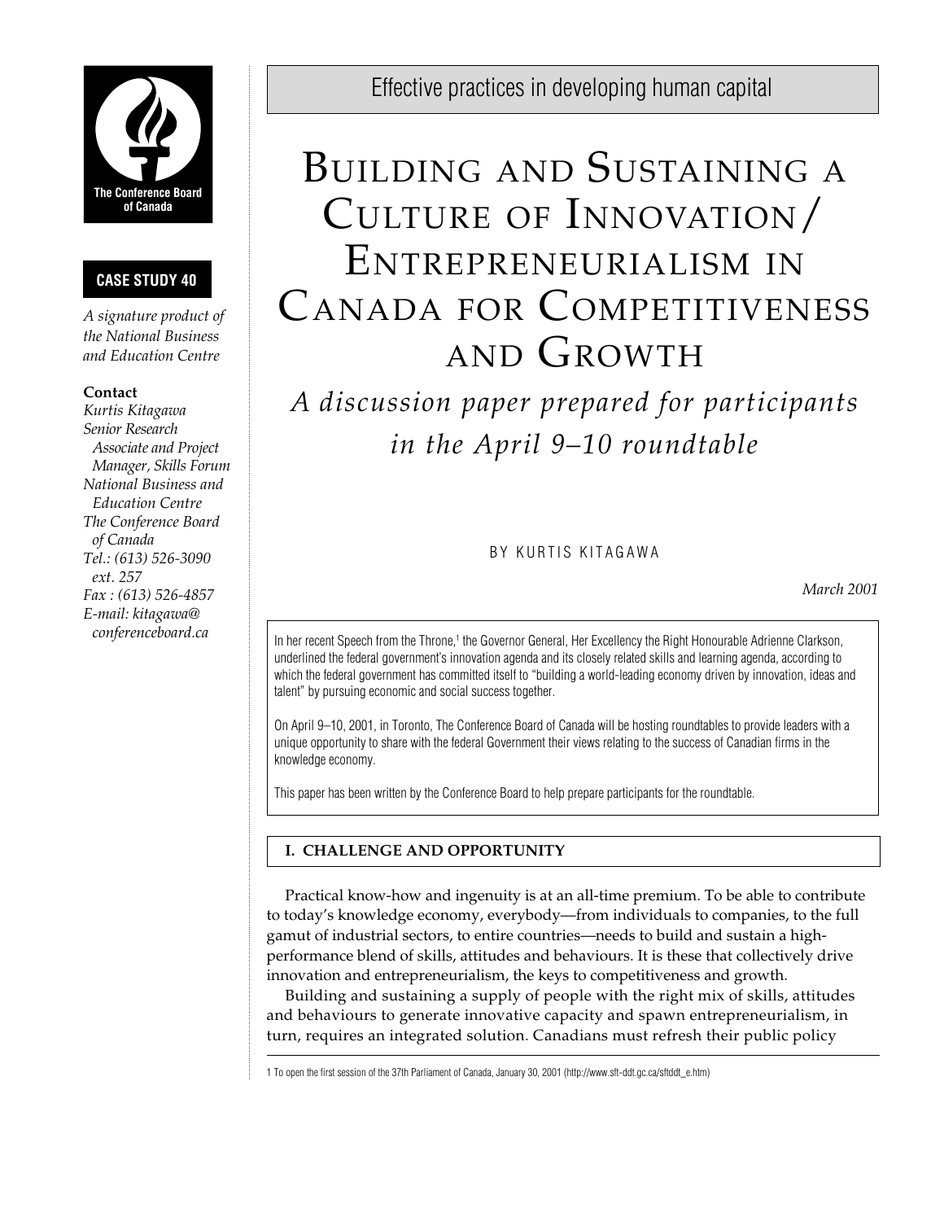The Conference Board of Canada

**CASE STUDY 40**

*A signature product of the National Business and Education Centre*

**Contact**
*Kurtis Kitagawa*
*Senior Research Associate and Project Manager, Skills Forum*
*National Business and Education Centre*
*The Conference Board of Canada*
*Tel.: (613) 526-3090 ext. 257*
*Fax : (613) 526-4857*
*E-mail: kitagawa@conferenceboard.ca*

Effective practices in developing human capital

# Building and Sustaining a Culture of Innovation/ Entrepreneurialism in Canada for Competitiveness and Growth

## *A discussion paper prepared for participants in the April 9–10 roundtable*

BY KURTIS KITAGAWA

*March 2001*

In her recent Speech from the Throne,[1] the Governor General, Her Excellency the Right Honourable Adrienne Clarkson, underlined the federal government's innovation agenda and its closely related skills and learning agenda, according to which the federal government has committed itself to "building a world-leading economy driven by innovation, ideas and talent" by pursuing economic and social success together.

On April 9–10, 2001, in Toronto, The Conference Board of Canada will be hosting roundtables to provide leaders with a unique opportunity to share with the federal Government their views relating to the success of Canadian firms in the knowledge economy.

This paper has been written by the Conference Board to help prepare participants for the roundtable.

### I. CHALLENGE AND OPPORTUNITY

Practical know-how and ingenuity is at an all-time premium. To be able to contribute to today's knowledge economy, everybody—from individuals to companies, to the full gamut of industrial sectors, to entire countries—needs to build and sustain a high-performance blend of skills, attitudes and behaviours. It is these that collectively drive innovation and entrepreneurialism, the keys to competitiveness and growth.

Building and sustaining a supply of people with the right mix of skills, attitudes and behaviours to generate innovative capacity and spawn entrepreneurialism, in turn, requires an integrated solution. Canadians must refresh their public policy

1 To open the first session of the 37th Parliament of Canada, January 30, 2001 (http://www.sft-ddt.gc.ca/sftddt_e.htm)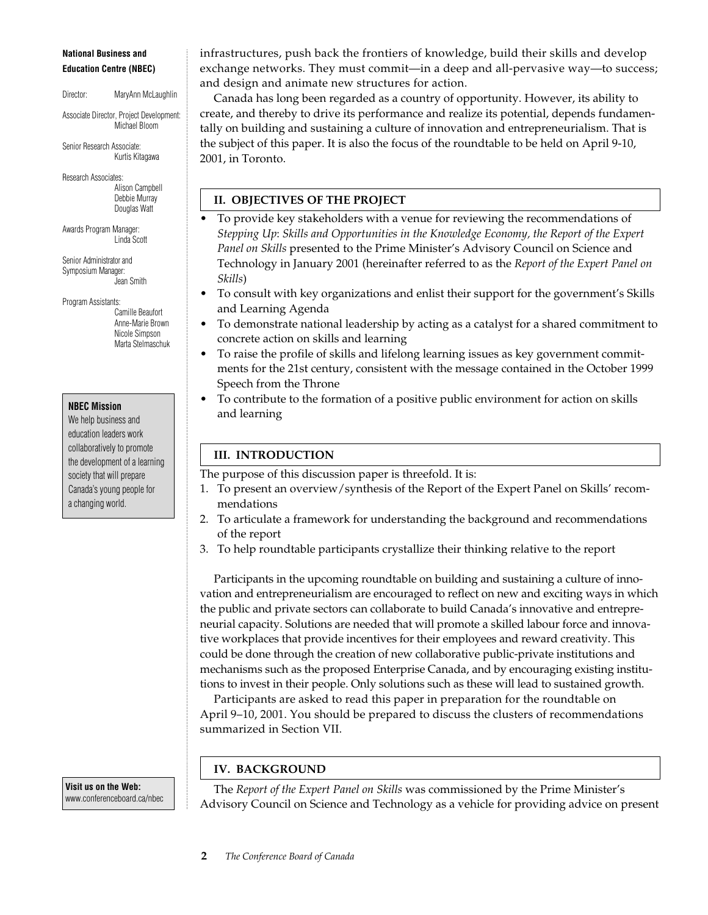**National Business and Education Centre (NBEC)**

Director: MaryAnn McLaughlin

Associate Director, Project Development: Michael Bloom

Senior Research Associate: Kurtis Kitagawa

Research Associates:
Alison Campbell
Debbie Murray
Douglas Watt

Awards Program Manager: Linda Scott

Senior Administrator and Symposium Manager: Jean Smith

Program Assistants:
Camille Beaufort
Anne-Marie Brown
Nicole Simpson
Marta Stelmaschuk

**NBEC Mission**
We help business and education leaders work collaboratively to promote the development of a learning society that will prepare Canada's young people for a changing world.

**Visit us on the Web:**
www.conferenceboard.ca/nbec

infrastructures, push back the frontiers of knowledge, build their skills and develop exchange networks. They must commit—in a deep and all-pervasive way—to success; and design and animate new structures for action.

Canada has long been regarded as a country of opportunity. However, its ability to create, and thereby to drive its performance and realize its potential, depends fundamentally on building and sustaining a culture of innovation and entrepreneurialism. That is the subject of this paper. It is also the focus of the roundtable to be held on April 9-10, 2001, in Toronto.

## II. OBJECTIVES OF THE PROJECT

- To provide key stakeholders with a venue for reviewing the recommendations of *Stepping Up*: *Skills and Opportunities in the Knowledge Economy, the Report of the Expert Panel on Skills* presented to the Prime Minister's Advisory Council on Science and Technology in January 2001 (hereinafter referred to as the *Report of the Expert Panel on Skills*)
- To consult with key organizations and enlist their support for the government's Skills and Learning Agenda
- To demonstrate national leadership by acting as a catalyst for a shared commitment to concrete action on skills and learning
- To raise the profile of skills and lifelong learning issues as key government commitments for the 21st century, consistent with the message contained in the October 1999 Speech from the Throne
- To contribute to the formation of a positive public environment for action on skills and learning

## III. INTRODUCTION

The purpose of this discussion paper is threefold. It is:

1. To present an overview/synthesis of the Report of the Expert Panel on Skills' recommendations
2. To articulate a framework for understanding the background and recommendations of the report
3. To help roundtable participants crystallize their thinking relative to the report

Participants in the upcoming roundtable on building and sustaining a culture of innovation and entrepreneurialism are encouraged to reflect on new and exciting ways in which the public and private sectors can collaborate to build Canada's innovative and entrepreneurial capacity. Solutions are needed that will promote a skilled labour force and innovative workplaces that provide incentives for their employees and reward creativity. This could be done through the creation of new collaborative public-private institutions and mechanisms such as the proposed Enterprise Canada, and by encouraging existing institutions to invest in their people. Only solutions such as these will lead to sustained growth.

Participants are asked to read this paper in preparation for the roundtable on April 9–10, 2001. You should be prepared to discuss the clusters of recommendations summarized in Section VII.

## IV. BACKGROUND

The *Report of the Expert Panel on Skills* was commissioned by the Prime Minister's Advisory Council on Science and Technology as a vehicle for providing advice on present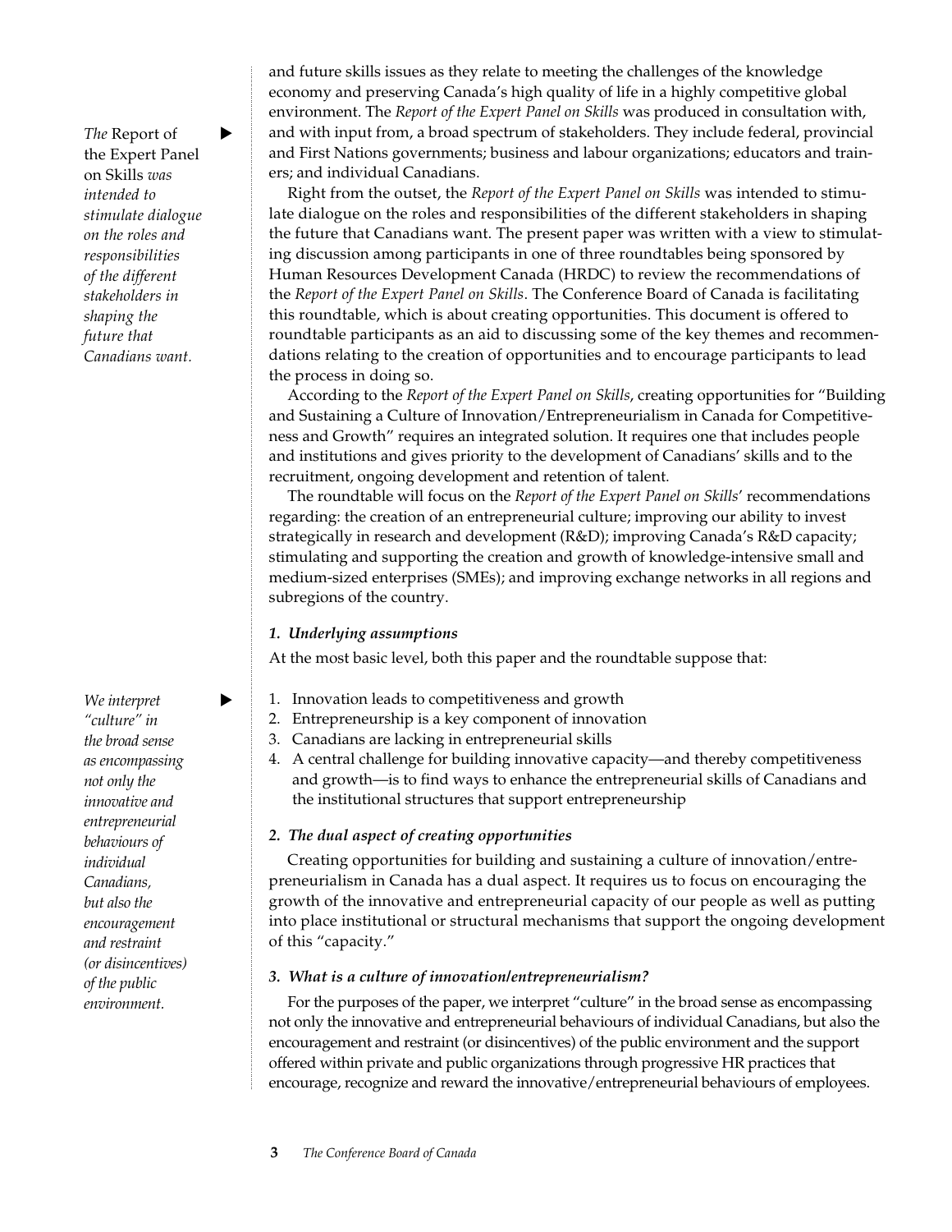and future skills issues as they relate to meeting the challenges of the knowledge economy and preserving Canada's high quality of life in a highly competitive global environment. The *Report of the Expert Panel on Skills* was produced in consultation with, and with input from, a broad spectrum of stakeholders. They include federal, provincial and First Nations governments; business and labour organizations; educators and trainers; and individual Canadians.

> *The* Report of the Expert Panel on Skills *was intended to stimulate dialogue on the roles and responsibilities of the different stakeholders in shaping the future that Canadians want.*

Right from the outset, the *Report of the Expert Panel on Skills* was intended to stimulate dialogue on the roles and responsibilities of the different stakeholders in shaping the future that Canadians want. The present paper was written with a view to stimulating discussion among participants in one of three roundtables being sponsored by Human Resources Development Canada (HRDC) to review the recommendations of the *Report of the Expert Panel on Skills*. The Conference Board of Canada is facilitating this roundtable, which is about creating opportunities. This document is offered to roundtable participants as an aid to discussing some of the key themes and recommendations relating to the creation of opportunities and to encourage participants to lead the process in doing so.

According to the *Report of the Expert Panel on Skills*, creating opportunities for "Building and Sustaining a Culture of Innovation/Entrepreneurialism in Canada for Competitiveness and Growth" requires an integrated solution. It requires one that includes people and institutions and gives priority to the development of Canadians' skills and to the recruitment, ongoing development and retention of talent.

The roundtable will focus on the *Report of the Expert Panel on Skills*' recommendations regarding: the creation of an entrepreneurial culture; improving our ability to invest strategically in research and development (R&D); improving Canada's R&D capacity; stimulating and supporting the creation and growth of knowledge-intensive small and medium-sized enterprises (SMEs); and improving exchange networks in all regions and subregions of the country.

### *1. Underlying assumptions*

At the most basic level, both this paper and the roundtable suppose that:

1. Innovation leads to competitiveness and growth
2. Entrepreneurship is a key component of innovation
3. Canadians are lacking in entrepreneurial skills
4. A central challenge for building innovative capacity—and thereby competitiveness and growth—is to find ways to enhance the entrepreneurial skills of Canadians and the institutional structures that support entrepreneurship

> *We interpret "culture" in the broad sense as encompassing not only the innovative and entrepreneurial behaviours of individual Canadians, but also the encouragement and restraint (or disincentives) of the public environment.*

### *2. The dual aspect of creating opportunities*

Creating opportunities for building and sustaining a culture of innovation/entrepreneurialism in Canada has a dual aspect. It requires us to focus on encouraging the growth of the innovative and entrepreneurial capacity of our people as well as putting into place institutional or structural mechanisms that support the ongoing development of this "capacity."

### *3. What is a culture of innovation/entrepreneurialism?*

For the purposes of the paper, we interpret "culture" in the broad sense as encompassing not only the innovative and entrepreneurial behaviours of individual Canadians, but also the encouragement and restraint (or disincentives) of the public environment and the support offered within private and public organizations through progressive HR practices that encourage, recognize and reward the innovative/entrepreneurial behaviours of employees.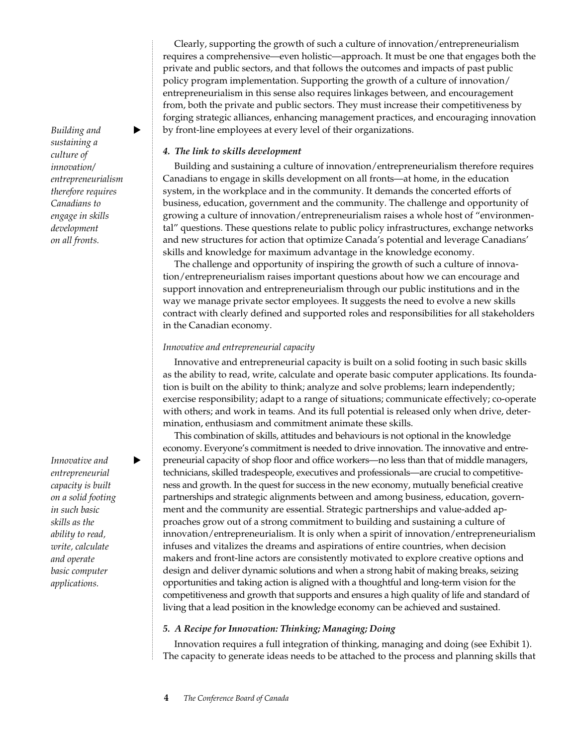Clearly, supporting the growth of such a culture of innovation/entrepreneurialism requires a comprehensive—even holistic—approach. It must be one that engages both the private and public sectors, and that follows the outcomes and impacts of past public policy program implementation. Supporting the growth of a culture of innovation/entrepreneurialism in this sense also requires linkages between, and encouragement from, both the private and public sectors. They must increase their competitiveness by forging strategic alliances, enhancing management practices, and encouraging innovation by front-line employees at every level of their organizations.

*Building and sustaining a culture of innovation/entrepreneurialism therefore requires Canadians to engage in skills development on all fronts.*

### *4. The link to skills development*

Building and sustaining a culture of innovation/entrepreneurialism therefore requires Canadians to engage in skills development on all fronts—at home, in the education system, in the workplace and in the community. It demands the concerted efforts of business, education, government and the community. The challenge and opportunity of growing a culture of innovation/entrepreneurialism raises a whole host of "environmental" questions. These questions relate to public policy infrastructures, exchange networks and new structures for action that optimize Canada's potential and leverage Canadians' skills and knowledge for maximum advantage in the knowledge economy.

The challenge and opportunity of inspiring the growth of such a culture of innovation/entrepreneurialism raises important questions about how we can encourage and support innovation and entrepreneurialism through our public institutions and in the way we manage private sector employees. It suggests the need to evolve a new skills contract with clearly defined and supported roles and responsibilities for all stakeholders in the Canadian economy.

*Innovative and entrepreneurial capacity*

Innovative and entrepreneurial capacity is built on a solid footing in such basic skills as the ability to read, write, calculate and operate basic computer applications. Its foundation is built on the ability to think; analyze and solve problems; learn independently; exercise responsibility; adapt to a range of situations; communicate effectively; co-operate with others; and work in teams. And its full potential is released only when drive, determination, enthusiasm and commitment animate these skills.

*Innovative and entrepreneurial capacity is built on a solid footing in such basic skills as the ability to read, write, calculate and operate basic computer applications.*

This combination of skills, attitudes and behaviours is not optional in the knowledge economy. Everyone's commitment is needed to drive innovation. The innovative and entrepreneurial capacity of shop floor and office workers—no less than that of middle managers, technicians, skilled tradespeople, executives and professionals—are crucial to competitiveness and growth. In the quest for success in the new economy, mutually beneficial creative partnerships and strategic alignments between and among business, education, government and the community are essential. Strategic partnerships and value-added approaches grow out of a strong commitment to building and sustaining a culture of innovation/entrepreneurialism. It is only when a spirit of innovation/entrepreneurialism infuses and vitalizes the dreams and aspirations of entire countries, when decision makers and front-line actors are consistently motivated to explore creative options and design and deliver dynamic solutions and when a strong habit of making breaks, seizing opportunities and taking action is aligned with a thoughtful and long-term vision for the competitiveness and growth that supports and ensures a high quality of life and standard of living that a lead position in the knowledge economy can be achieved and sustained.

### *5. A Recipe for Innovation: Thinking; Managing; Doing*

Innovation requires a full integration of thinking, managing and doing (see Exhibit 1). The capacity to generate ideas needs to be attached to the process and planning skills that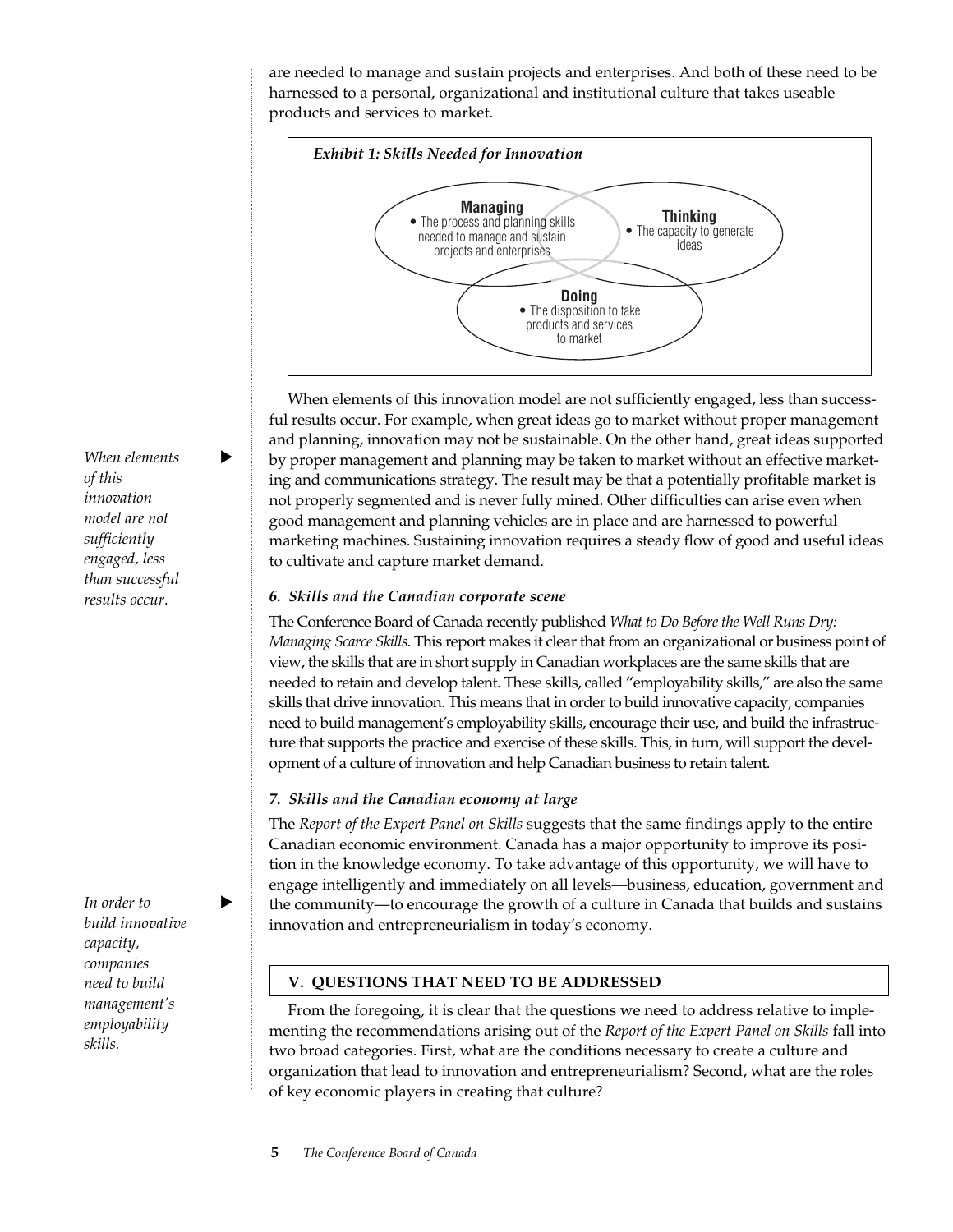are needed to manage and sustain projects and enterprises. And both of these need to be harnessed to a personal, organizational and institutional culture that takes useable products and services to market.

*Exhibit 1: Skills Needed for Innovation*

**Managing**
- The process and planning skills needed to manage and sustain projects and enterprises

**Thinking**
- The capacity to generate ideas

**Doing**
- The disposition to take products and services to market

When elements of this innovation model are not sufficiently engaged, less than successful results occur. For example, when great ideas go to market without proper management and planning, innovation may not be sustainable. On the other hand, great ideas supported by proper management and planning may be taken to market without an effective marketing and communications strategy. The result may be that a potentially profitable market is not properly segmented and is never fully mined. Other difficulties can arise even when good management and planning vehicles are in place and are harnessed to powerful marketing machines. Sustaining innovation requires a steady flow of good and useful ideas to cultivate and capture market demand.

*When elements of this innovation model are not sufficiently engaged, less than successful results occur.*

### *6. Skills and the Canadian corporate scene*

The Conference Board of Canada recently published *What to Do Before the Well Runs Dry: Managing Scarce Skills*. This report makes it clear that from an organizational or business point of view, the skills that are in short supply in Canadian workplaces are the same skills that are needed to retain and develop talent. These skills, called "employability skills," are also the same skills that drive innovation. This means that in order to build innovative capacity, companies need to build management's employability skills, encourage their use, and build the infrastructure that supports the practice and exercise of these skills. This, in turn, will support the development of a culture of innovation and help Canadian business to retain talent.

### *7. Skills and the Canadian economy at large*

The *Report of the Expert Panel on Skills* suggests that the same findings apply to the entire Canadian economic environment. Canada has a major opportunity to improve its position in the knowledge economy. To take advantage of this opportunity, we will have to engage intelligently and immediately on all levels—business, education, government and the community—to encourage the growth of a culture in Canada that builds and sustains innovation and entrepreneurialism in today's economy.

*In order to build innovative capacity, companies need to build management's employability skills.*

## V. QUESTIONS THAT NEED TO BE ADDRESSED

From the foregoing, it is clear that the questions we need to address relative to implementing the recommendations arising out of the *Report of the Expert Panel on Skills* fall into two broad categories. First, what are the conditions necessary to create a culture and organization that lead to innovation and entrepreneurialism? Second, what are the roles of key economic players in creating that culture?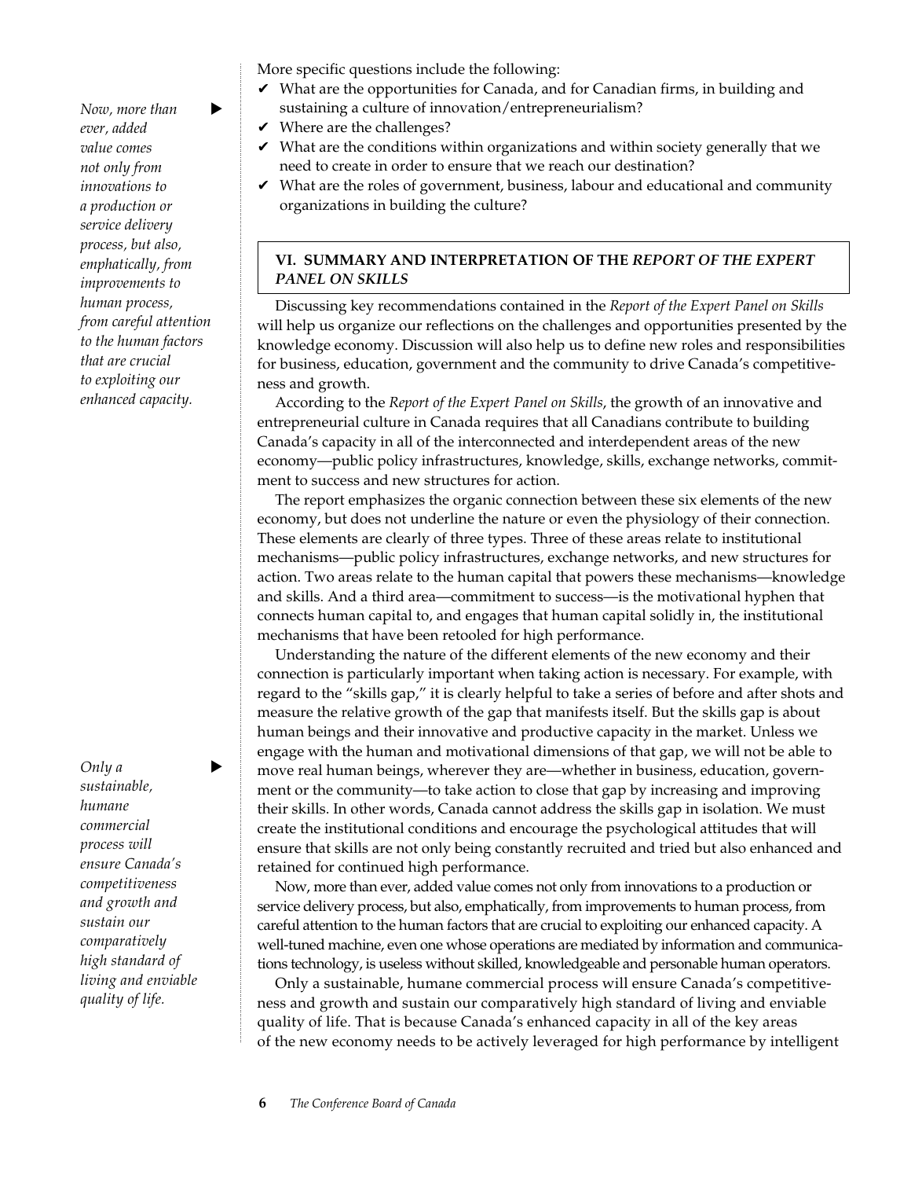More specific questions include the following:

- ✔ What are the opportunities for Canada, and for Canadian firms, in building and sustaining a culture of innovation/entrepreneurialism?
- ✔ Where are the challenges?
- ✔ What are the conditions within organizations and within society generally that we need to create in order to ensure that we reach our destination?
- ✔ What are the roles of government, business, labour and educational and community organizations in building the culture?

## VI. SUMMARY AND INTERPRETATION OF THE *REPORT OF THE EXPERT PANEL ON SKILLS*

Discussing key recommendations contained in the *Report of the Expert Panel on Skills* will help us organize our reflections on the challenges and opportunities presented by the knowledge economy. Discussion will also help us to define new roles and responsibilities for business, education, government and the community to drive Canada's competitiveness and growth.

According to the *Report of the Expert Panel on Skills*, the growth of an innovative and entrepreneurial culture in Canada requires that all Canadians contribute to building Canada's capacity in all of the interconnected and interdependent areas of the new economy—public policy infrastructures, knowledge, skills, exchange networks, commitment to success and new structures for action.

The report emphasizes the organic connection between these six elements of the new economy, but does not underline the nature or even the physiology of their connection. These elements are clearly of three types. Three of these areas relate to institutional mechanisms—public policy infrastructures, exchange networks, and new structures for action. Two areas relate to the human capital that powers these mechanisms—knowledge and skills. And a third area—commitment to success—is the motivational hyphen that connects human capital to, and engages that human capital solidly in, the institutional mechanisms that have been retooled for high performance.

Understanding the nature of the different elements of the new economy and their connection is particularly important when taking action is necessary. For example, with regard to the "skills gap," it is clearly helpful to take a series of before and after shots and measure the relative growth of the gap that manifests itself. But the skills gap is about human beings and their innovative and productive capacity in the market. Unless we engage with the human and motivational dimensions of that gap, we will not be able to move real human beings, wherever they are—whether in business, education, government or the community—to take action to close that gap by increasing and improving their skills. In other words, Canada cannot address the skills gap in isolation. We must create the institutional conditions and encourage the psychological attitudes that will ensure that skills are not only being constantly recruited and tried but also enhanced and retained for continued high performance.

*Now, more than ever, added value comes not only from innovations to a production or service delivery process, but also, emphatically, from improvements to human process, from careful attention to the human factors that are crucial to exploiting our enhanced capacity.*

Now, more than ever, added value comes not only from innovations to a production or service delivery process, but also, emphatically, from improvements to human process, from careful attention to the human factors that are crucial to exploiting our enhanced capacity. A well-tuned machine, even one whose operations are mediated by information and communications technology, is useless without skilled, knowledgeable and personable human operators.

*Only a sustainable, humane commercial process will ensure Canada's competitiveness and growth and sustain our comparatively high standard of living and enviable quality of life.*

Only a sustainable, humane commercial process will ensure Canada's competitiveness and growth and sustain our comparatively high standard of living and enviable quality of life. That is because Canada's enhanced capacity in all of the key areas of the new economy needs to be actively leveraged for high performance by intelligent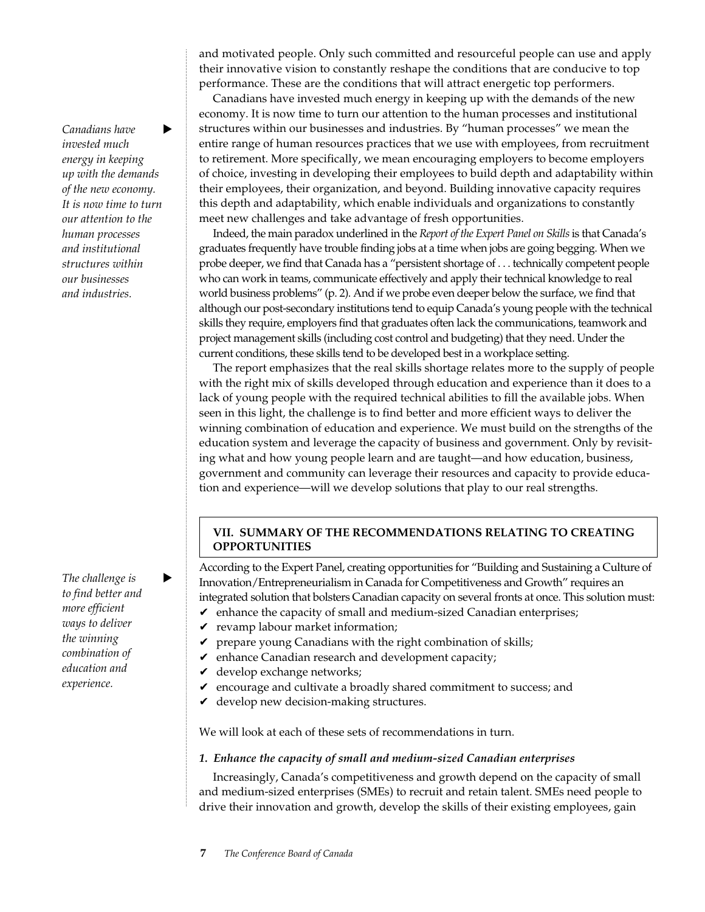and motivated people. Only such committed and resourceful people can use and apply their innovative vision to constantly reshape the conditions that are conducive to top performance. These are the conditions that will attract energetic top performers.

*Canadians have invested much energy in keeping up with the demands of the new economy. It is now time to turn our attention to the human processes and institutional structures within our businesses and industries.*

Canadians have invested much energy in keeping up with the demands of the new economy. It is now time to turn our attention to the human processes and institutional structures within our businesses and industries. By "human processes" we mean the entire range of human resources practices that we use with employees, from recruitment to retirement. More specifically, we mean encouraging employers to become employers of choice, investing in developing their employees to build depth and adaptability within their employees, their organization, and beyond. Building innovative capacity requires this depth and adaptability, which enable individuals and organizations to constantly meet new challenges and take advantage of fresh opportunities.

Indeed, the main paradox underlined in the *Report of the Expert Panel on Skills* is that Canada's graduates frequently have trouble finding jobs at a time when jobs are going begging. When we probe deeper, we find that Canada has a "persistent shortage of . . . technically competent people who can work in teams, communicate effectively and apply their technical knowledge to real world business problems" (p. 2). And if we probe even deeper below the surface, we find that although our post-secondary institutions tend to equip Canada's young people with the technical skills they require, employers find that graduates often lack the communications, teamwork and project management skills (including cost control and budgeting) that they need. Under the current conditions, these skills tend to be developed best in a workplace setting.

The report emphasizes that the real skills shortage relates more to the supply of people with the right mix of skills developed through education and experience than it does to a lack of young people with the required technical abilities to fill the available jobs. When seen in this light, the challenge is to find better and more efficient ways to deliver the winning combination of education and experience. We must build on the strengths of the education system and leverage the capacity of business and government. Only by revisiting what and how young people learn and are taught—and how education, business, government and community can leverage their resources and capacity to provide education and experience—will we develop solutions that play to our real strengths.

## VII. SUMMARY OF THE RECOMMENDATIONS RELATING TO CREATING OPPORTUNITIES

*The challenge is to find better and more efficient ways to deliver the winning combination of education and experience.*

According to the Expert Panel, creating opportunities for "Building and Sustaining a Culture of Innovation/Entrepreneurialism in Canada for Competitiveness and Growth" requires an integrated solution that bolsters Canadian capacity on several fronts at once. This solution must:

- ✔ enhance the capacity of small and medium-sized Canadian enterprises;
- ✔ revamp labour market information;
- ✔ prepare young Canadians with the right combination of skills;
- ✔ enhance Canadian research and development capacity;
- ✔ develop exchange networks;
- ✔ encourage and cultivate a broadly shared commitment to success; and
- ✔ develop new decision-making structures.

We will look at each of these sets of recommendations in turn.

### *1. Enhance the capacity of small and medium-sized Canadian enterprises*

Increasingly, Canada's competitiveness and growth depend on the capacity of small and medium-sized enterprises (SMEs) to recruit and retain talent. SMEs need people to drive their innovation and growth, develop the skills of their existing employees, gain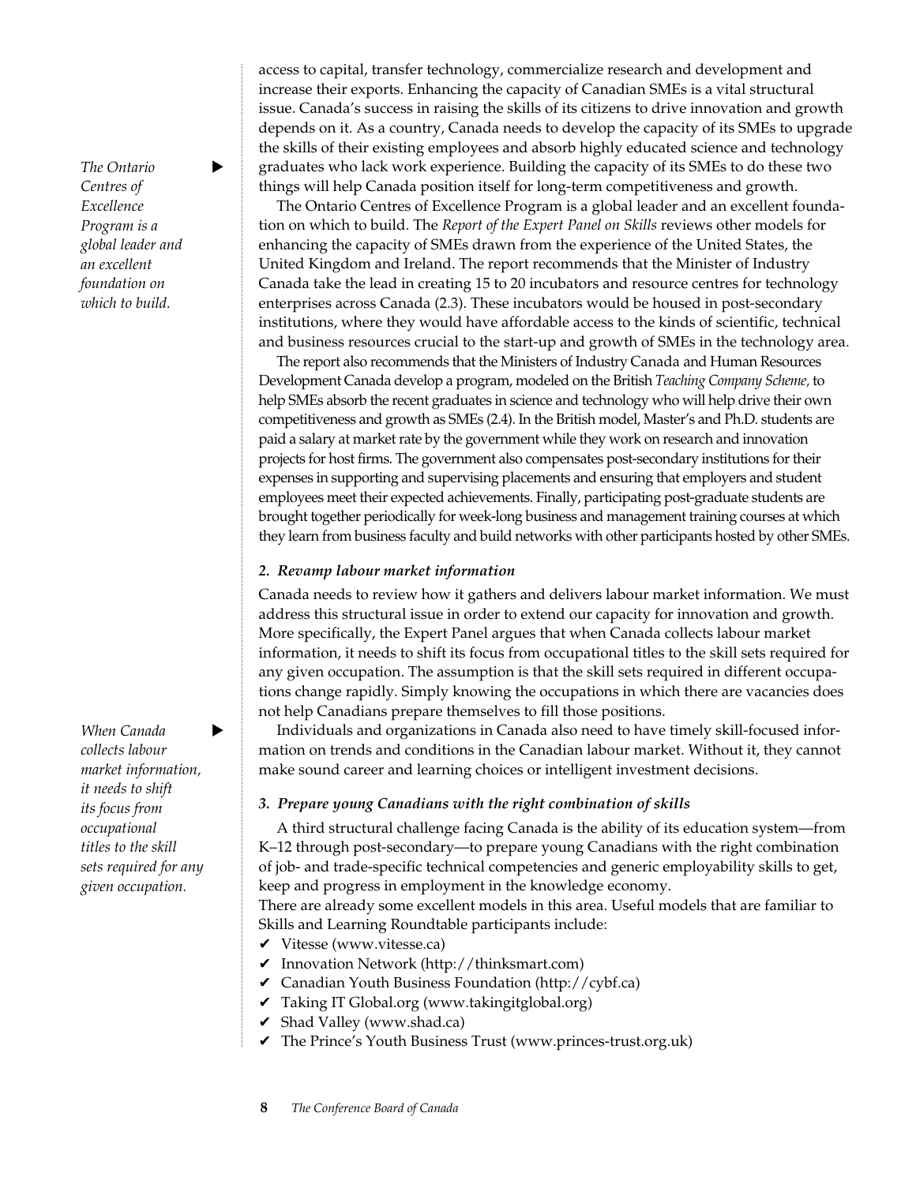access to capital, transfer technology, commercialize research and development and increase their exports. Enhancing the capacity of Canadian SMEs is a vital structural issue. Canada's success in raising the skills of its citizens to drive innovation and growth depends on it. As a country, Canada needs to develop the capacity of its SMEs to upgrade the skills of their existing employees and absorb highly educated science and technology graduates who lack work experience. Building the capacity of its SMEs to do these two things will help Canada position itself for long-term competitiveness and growth.

*The Ontario Centres of Excellence Program is a global leader and an excellent foundation on which to build.*

The Ontario Centres of Excellence Program is a global leader and an excellent foundation on which to build. The *Report of the Expert Panel on Skills* reviews other models for enhancing the capacity of SMEs drawn from the experience of the United States, the United Kingdom and Ireland. The report recommends that the Minister of Industry Canada take the lead in creating 15 to 20 incubators and resource centres for technology enterprises across Canada (2.3). These incubators would be housed in post-secondary institutions, where they would have affordable access to the kinds of scientific, technical and business resources crucial to the start-up and growth of SMEs in the technology area.

The report also recommends that the Ministers of Industry Canada and Human Resources Development Canada develop a program, modeled on the British *Teaching Company Scheme*, to help SMEs absorb the recent graduates in science and technology who will help drive their own competitiveness and growth as SMEs (2.4). In the British model, Master's and Ph.D. students are paid a salary at market rate by the government while they work on research and innovation projects for host firms. The government also compensates post-secondary institutions for their expenses in supporting and supervising placements and ensuring that employers and student employees meet their expected achievements. Finally, participating post-graduate students are brought together periodically for week-long business and management training courses at which they learn from business faculty and build networks with other participants hosted by other SMEs.

### *2. Revamp labour market information*

Canada needs to review how it gathers and delivers labour market information. We must address this structural issue in order to extend our capacity for innovation and growth. More specifically, the Expert Panel argues that when Canada collects labour market information, it needs to shift its focus from occupational titles to the skill sets required for any given occupation. The assumption is that the skill sets required in different occupations change rapidly. Simply knowing the occupations in which there are vacancies does not help Canadians prepare themselves to fill those positions.

*When Canada collects labour market information, it needs to shift its focus from occupational titles to the skill sets required for any given occupation.*

Individuals and organizations in Canada also need to have timely skill-focused information on trends and conditions in the Canadian labour market. Without it, they cannot make sound career and learning choices or intelligent investment decisions.

### *3. Prepare young Canadians with the right combination of skills*

A third structural challenge facing Canada is the ability of its education system—from K–12 through post-secondary—to prepare young Canadians with the right combination of job- and trade-specific technical competencies and generic employability skills to get, keep and progress in employment in the knowledge economy.

There are already some excellent models in this area. Useful models that are familiar to Skills and Learning Roundtable participants include:

- ✔ Vitesse (www.vitesse.ca)
- ✔ Innovation Network (http://thinksmart.com)
- ✔ Canadian Youth Business Foundation (http://cybf.ca)
- ✔ Taking IT Global.org (www.takingitglobal.org)
- ✔ Shad Valley (www.shad.ca)
- ✔ The Prince's Youth Business Trust (www.princes-trust.org.uk)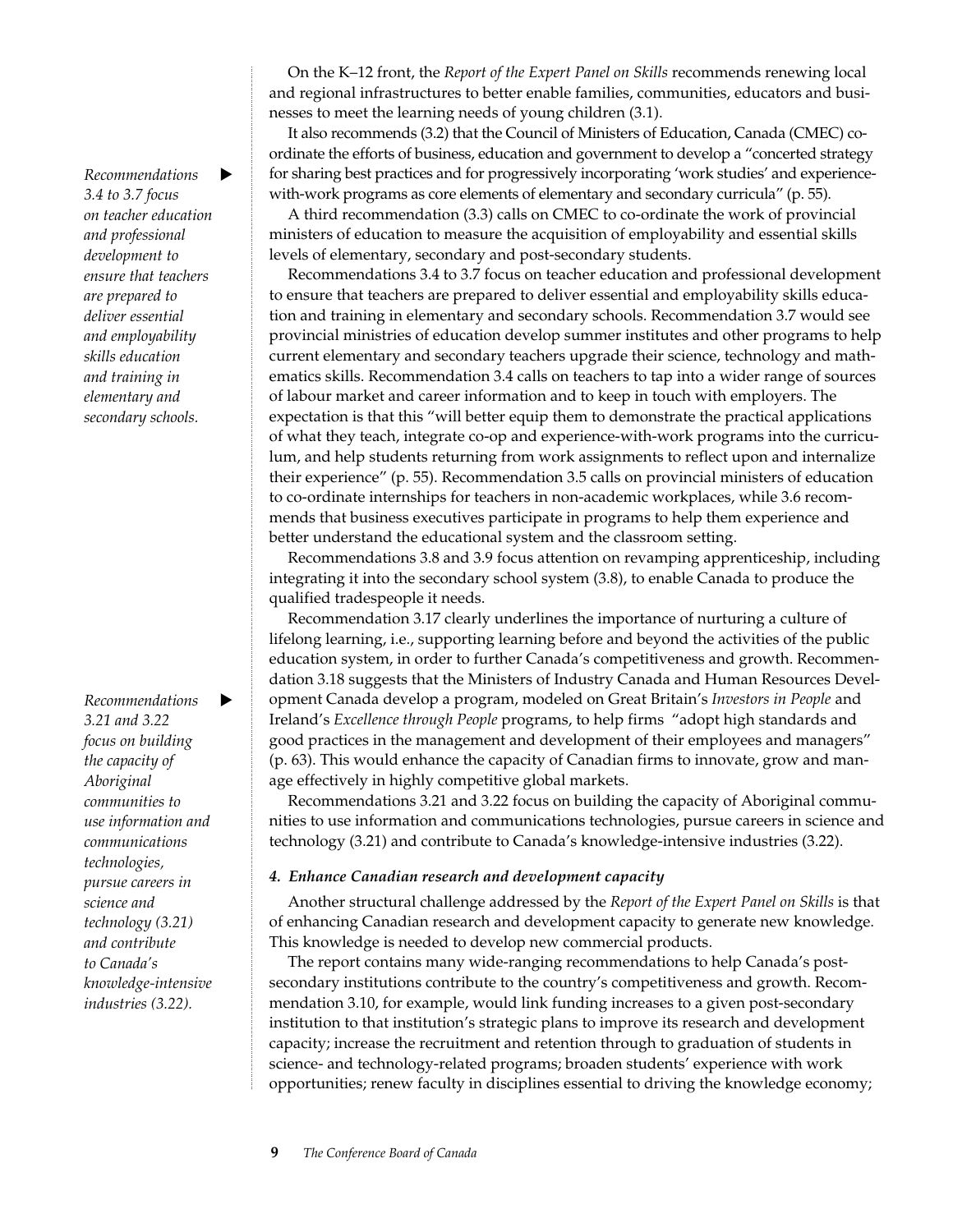On the K–12 front, the *Report of the Expert Panel on Skills* recommends renewing local and regional infrastructures to better enable families, communities, educators and businesses to meet the learning needs of young children (3.1).

It also recommends (3.2) that the Council of Ministers of Education, Canada (CMEC) co-ordinate the efforts of business, education and government to develop a "concerted strategy for sharing best practices and for progressively incorporating 'work studies' and experience-with-work programs as core elements of elementary and secondary curricula" (p. 55).

*Recommendations 3.4 to 3.7 focus on teacher education and professional development to ensure that teachers are prepared to deliver essential and employability skills education and training in elementary and secondary schools.*

A third recommendation (3.3) calls on CMEC to co-ordinate the work of provincial ministers of education to measure the acquisition of employability and essential skills levels of elementary, secondary and post-secondary students.

Recommendations 3.4 to 3.7 focus on teacher education and professional development to ensure that teachers are prepared to deliver essential and employability skills education and training in elementary and secondary schools. Recommendation 3.7 would see provincial ministries of education develop summer institutes and other programs to help current elementary and secondary teachers upgrade their science, technology and mathematics skills. Recommendation 3.4 calls on teachers to tap into a wider range of sources of labour market and career information and to keep in touch with employers. The expectation is that this "will better equip them to demonstrate the practical applications of what they teach, integrate co-op and experience-with-work programs into the curriculum, and help students returning from work assignments to reflect upon and internalize their experience" (p. 55). Recommendation 3.5 calls on provincial ministers of education to co-ordinate internships for teachers in non-academic workplaces, while 3.6 recommends that business executives participate in programs to help them experience and better understand the educational system and the classroom setting.

Recommendations 3.8 and 3.9 focus attention on revamping apprenticeship, including integrating it into the secondary school system (3.8), to enable Canada to produce the qualified tradespeople it needs.

Recommendation 3.17 clearly underlines the importance of nurturing a culture of lifelong learning, i.e., supporting learning before and beyond the activities of the public education system, in order to further Canada's competitiveness and growth. Recommendation 3.18 suggests that the Ministers of Industry Canada and Human Resources Development Canada develop a program, modeled on Great Britain's *Investors in People* and Ireland's *Excellence through People* programs, to help firms "adopt high standards and good practices in the management and development of their employees and managers" (p. 63). This would enhance the capacity of Canadian firms to innovate, grow and manage effectively in highly competitive global markets.

*Recommendations 3.21 and 3.22 focus on building the capacity of Aboriginal communities to use information and communications technologies, pursue careers in science and technology (3.21) and contribute to Canada's knowledge-intensive industries (3.22).*

Recommendations 3.21 and 3.22 focus on building the capacity of Aboriginal communities to use information and communications technologies, pursue careers in science and technology (3.21) and contribute to Canada's knowledge-intensive industries (3.22).

#### *4. Enhance Canadian research and development capacity*

Another structural challenge addressed by the *Report of the Expert Panel on Skills* is that of enhancing Canadian research and development capacity to generate new knowledge. This knowledge is needed to develop new commercial products.

The report contains many wide-ranging recommendations to help Canada's post-secondary institutions contribute to the country's competitiveness and growth. Recommendation 3.10, for example, would link funding increases to a given post-secondary institution to that institution's strategic plans to improve its research and development capacity; increase the recruitment and retention through to graduation of students in science- and technology-related programs; broaden students' experience with work opportunities; renew faculty in disciplines essential to driving the knowledge economy;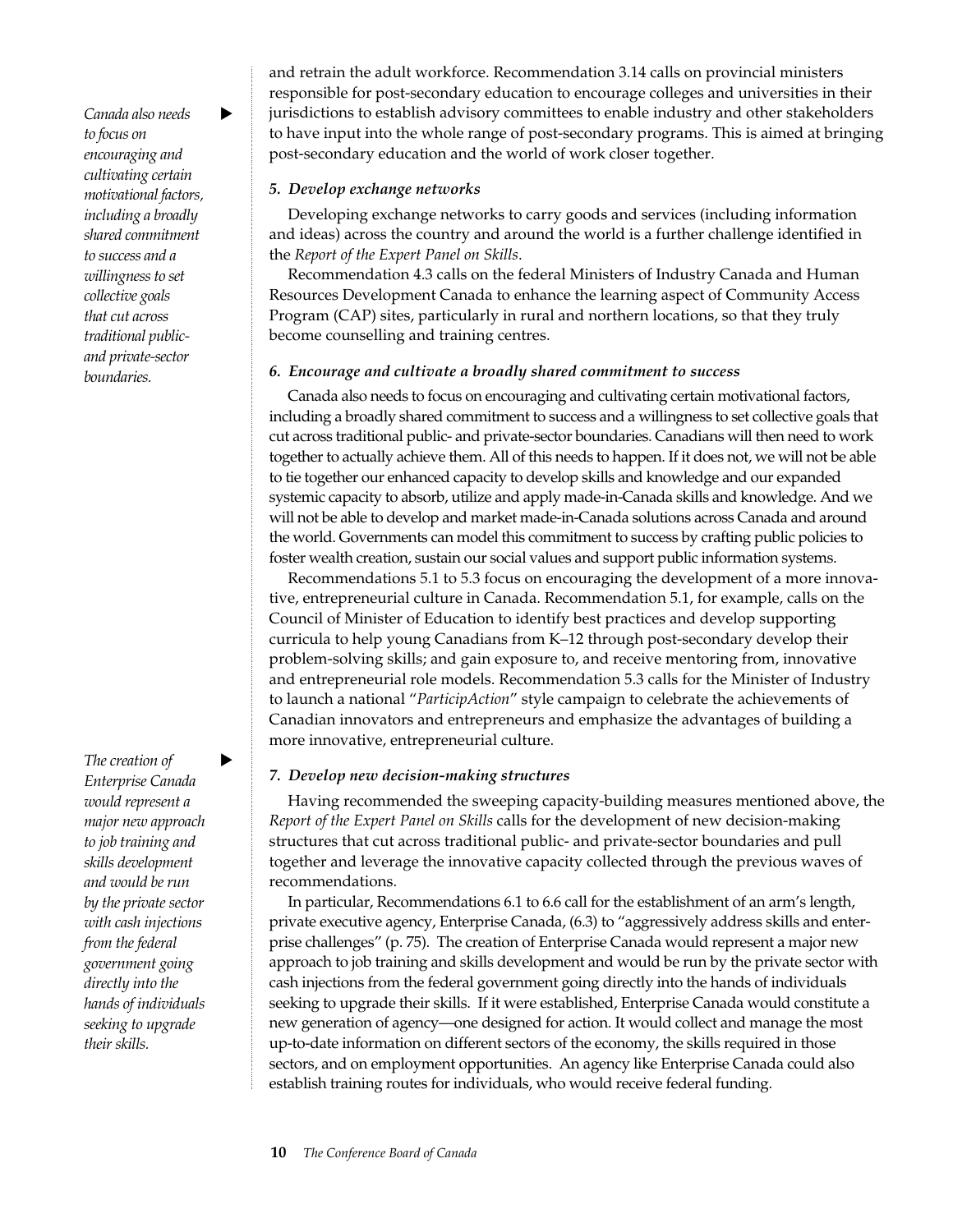and retrain the adult workforce. Recommendation 3.14 calls on provincial ministers responsible for post-secondary education to encourage colleges and universities in their jurisdictions to establish advisory committees to enable industry and other stakeholders to have input into the whole range of post-secondary programs. This is aimed at bringing post-secondary education and the world of work closer together.

*Canada also needs to focus on encouraging and cultivating certain motivational factors, including a broadly shared commitment to success and a willingness to set collective goals that cut across traditional public- and private-sector boundaries.*

### *5. Develop exchange networks*

Developing exchange networks to carry goods and services (including information and ideas) across the country and around the world is a further challenge identified in the *Report of the Expert Panel on Skills*.

Recommendation 4.3 calls on the federal Ministers of Industry Canada and Human Resources Development Canada to enhance the learning aspect of Community Access Program (CAP) sites, particularly in rural and northern locations, so that they truly become counselling and training centres.

### *6. Encourage and cultivate a broadly shared commitment to success*

Canada also needs to focus on encouraging and cultivating certain motivational factors, including a broadly shared commitment to success and a willingness to set collective goals that cut across traditional public- and private-sector boundaries. Canadians will then need to work together to actually achieve them. All of this needs to happen. If it does not, we will not be able to tie together our enhanced capacity to develop skills and knowledge and our expanded systemic capacity to absorb, utilize and apply made-in-Canada skills and knowledge. And we will not be able to develop and market made-in-Canada solutions across Canada and around the world. Governments can model this commitment to success by crafting public policies to foster wealth creation, sustain our social values and support public information systems.

Recommendations 5.1 to 5.3 focus on encouraging the development of a more innovative, entrepreneurial culture in Canada. Recommendation 5.1, for example, calls on the Council of Minister of Education to identify best practices and develop supporting curricula to help young Canadians from K–12 through post-secondary develop their problem-solving skills; and gain exposure to, and receive mentoring from, innovative and entrepreneurial role models. Recommendation 5.3 calls for the Minister of Industry to launch a national "*ParticipAction*" style campaign to celebrate the achievements of Canadian innovators and entrepreneurs and emphasize the advantages of building a more innovative, entrepreneurial culture.

*The creation of Enterprise Canada would represent a major new approach to job training and skills development and would be run by the private sector with cash injections from the federal government going directly into the hands of individuals seeking to upgrade their skills.*

### *7. Develop new decision-making structures*

Having recommended the sweeping capacity-building measures mentioned above, the *Report of the Expert Panel on Skills* calls for the development of new decision-making structures that cut across traditional public- and private-sector boundaries and pull together and leverage the innovative capacity collected through the previous waves of recommendations.

In particular, Recommendations 6.1 to 6.6 call for the establishment of an arm's length, private executive agency, Enterprise Canada, (6.3) to "aggressively address skills and enterprise challenges" (p. 75). The creation of Enterprise Canada would represent a major new approach to job training and skills development and would be run by the private sector with cash injections from the federal government going directly into the hands of individuals seeking to upgrade their skills. If it were established, Enterprise Canada would constitute a new generation of agency—one designed for action. It would collect and manage the most up-to-date information on different sectors of the economy, the skills required in those sectors, and on employment opportunities. An agency like Enterprise Canada could also establish training routes for individuals, who would receive federal funding.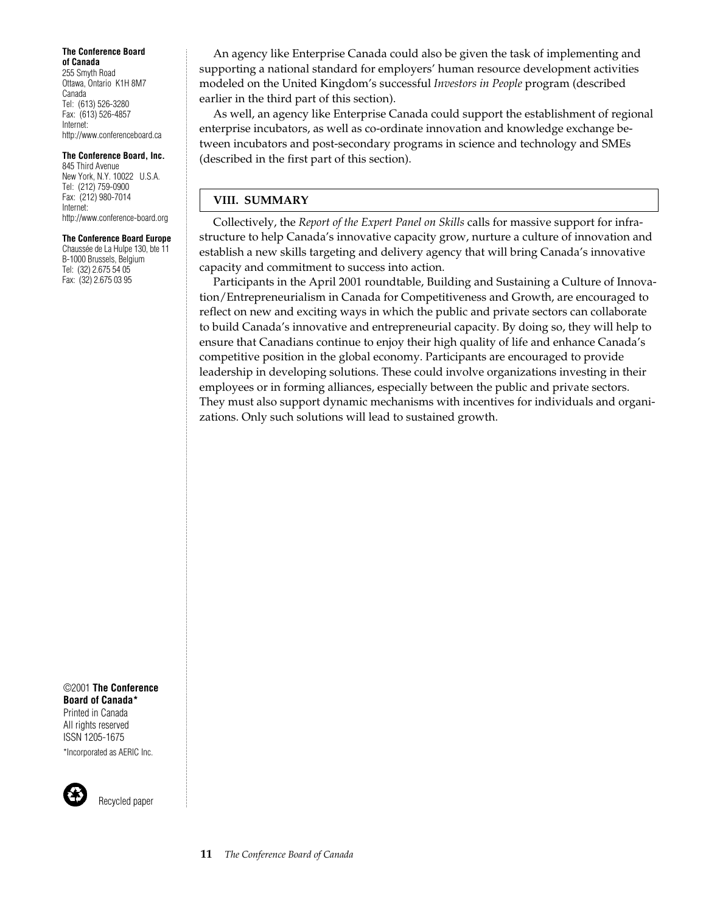An agency like Enterprise Canada could also be given the task of implementing and supporting a national standard for employers' human resource development activities modeled on the United Kingdom's successful *Investors in People* program (described earlier in the third part of this section).

As well, an agency like Enterprise Canada could support the establishment of regional enterprise incubators, as well as co-ordinate innovation and knowledge exchange between incubators and post-secondary programs in science and technology and SMEs (described in the first part of this section).

## VIII. SUMMARY

Collectively, the *Report of the Expert Panel on Skills* calls for massive support for infrastructure to help Canada's innovative capacity grow, nurture a culture of innovation and establish a new skills targeting and delivery agency that will bring Canada's innovative capacity and commitment to success into action.

Participants in the April 2001 roundtable, Building and Sustaining a Culture of Innovation/Entrepreneurialism in Canada for Competitiveness and Growth, are encouraged to reflect on new and exciting ways in which the public and private sectors can collaborate to build Canada's innovative and entrepreneurial capacity. By doing so, they will help to ensure that Canadians continue to enjoy their high quality of life and enhance Canada's competitive position in the global economy. Participants are encouraged to provide leadership in developing solutions. These could involve organizations investing in their employees or in forming alliances, especially between the public and private sectors. They must also support dynamic mechanisms with incentives for individuals and organizations. Only such solutions will lead to sustained growth.

**The Conference Board of Canada**
255 Smyth Road
Ottawa, Ontario K1H 8M7
Canada
Tel: (613) 526-3280
Fax: (613) 526-4857
Internet:
http://www.conferenceboard.ca

**The Conference Board, Inc.**
845 Third Avenue
New York, N.Y. 10022 U.S.A.
Tel: (212) 759-0900
Fax: (212) 980-7014
Internet:
http://www.conference-board.org

**The Conference Board Europe**
Chaussée de La Hulpe 130, bte 11
B-1000 Brussels, Belgium
Tel: (32) 2.675 54 05
Fax: (32) 2.675 03 95

©2001 **The Conference Board of Canada***
Printed in Canada
All rights reserved
ISSN 1205-1675
*Incorporated as AERIC Inc.

Recycled paper